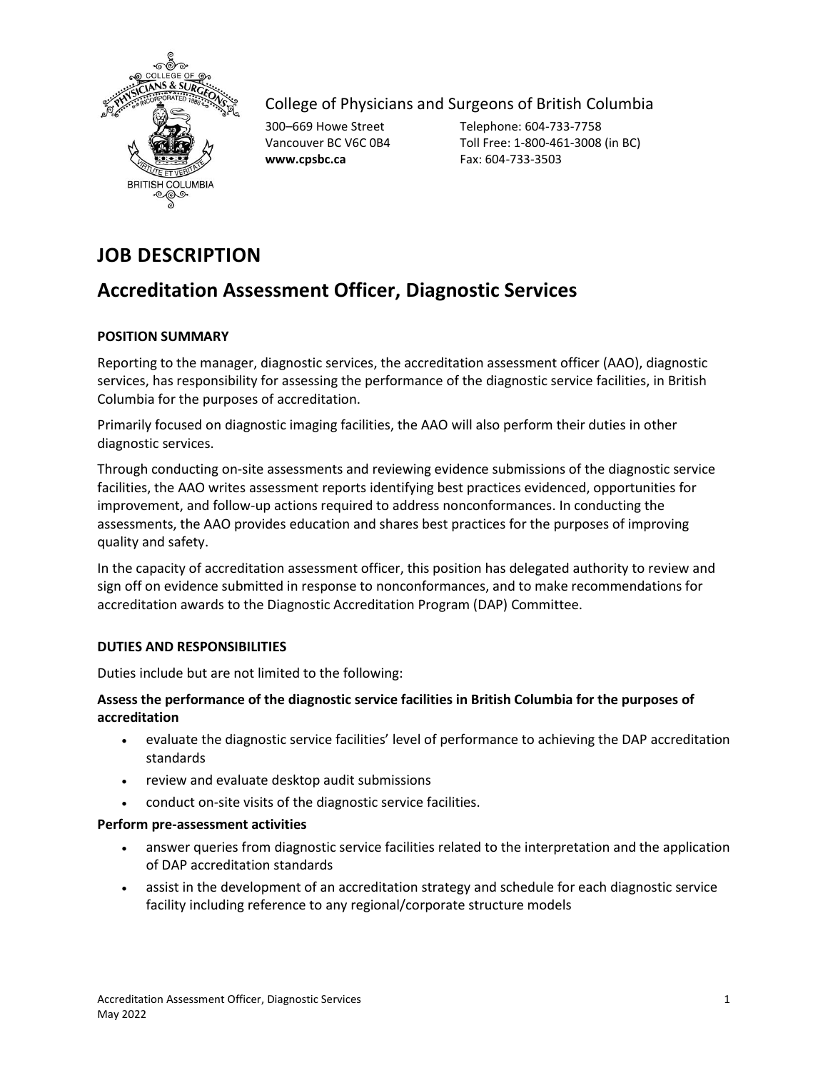College of Physicians and Surgeons of British Columbia

300–669 Howe Street
Vancouver BC V6C 0B4
**www.cpsbc.ca**

Telephone: 604-733-7758
Toll Free: 1-800-461-3008 (in BC)
Fax: 604-733-3503

# JOB DESCRIPTION

## Accreditation Assessment Officer, Diagnostic Services

**POSITION SUMMARY**

Reporting to the manager, diagnostic services, the accreditation assessment officer (AAO), diagnostic services, has responsibility for assessing the performance of the diagnostic service facilities, in British Columbia for the purposes of accreditation.

Primarily focused on diagnostic imaging facilities, the AAO will also perform their duties in other diagnostic services.

Through conducting on-site assessments and reviewing evidence submissions of the diagnostic service facilities, the AAO writes assessment reports identifying best practices evidenced, opportunities for improvement, and follow-up actions required to address nonconformances. In conducting the assessments, the AAO provides education and shares best practices for the purposes of improving quality and safety.

In the capacity of accreditation assessment officer, this position has delegated authority to review and sign off on evidence submitted in response to nonconformances, and to make recommendations for accreditation awards to the Diagnostic Accreditation Program (DAP) Committee.

**DUTIES AND RESPONSIBILITIES**

Duties include but are not limited to the following:

**Assess the performance of the diagnostic service facilities in British Columbia for the purposes of accreditation**

- evaluate the diagnostic service facilities' level of performance to achieving the DAP accreditation standards
- review and evaluate desktop audit submissions
- conduct on-site visits of the diagnostic service facilities.

**Perform pre-assessment activities**

- answer queries from diagnostic service facilities related to the interpretation and the application of DAP accreditation standards
- assist in the development of an accreditation strategy and schedule for each diagnostic service facility including reference to any regional/corporate structure models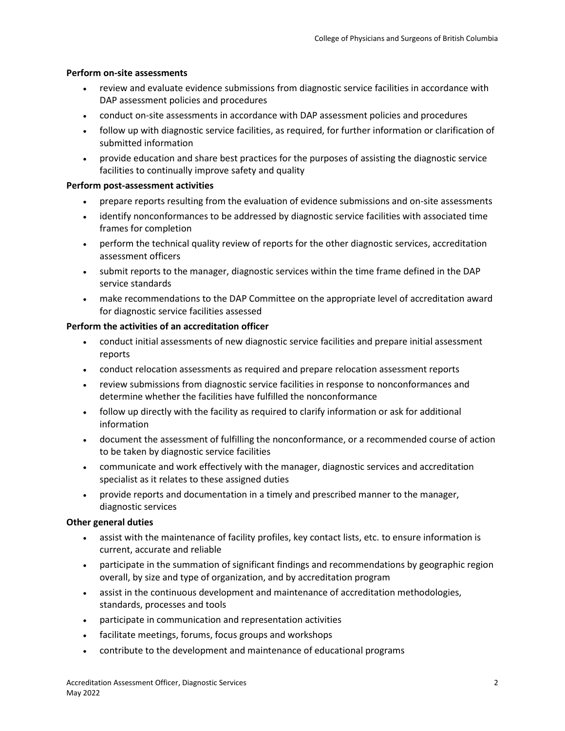**Perform on-site assessments**

- review and evaluate evidence submissions from diagnostic service facilities in accordance with DAP assessment policies and procedures
- conduct on-site assessments in accordance with DAP assessment policies and procedures
- follow up with diagnostic service facilities, as required, for further information or clarification of submitted information
- provide education and share best practices for the purposes of assisting the diagnostic service facilities to continually improve safety and quality

**Perform post-assessment activities**

- prepare reports resulting from the evaluation of evidence submissions and on-site assessments
- identify nonconformances to be addressed by diagnostic service facilities with associated time frames for completion
- perform the technical quality review of reports for the other diagnostic services, accreditation assessment officers
- submit reports to the manager, diagnostic services within the time frame defined in the DAP service standards
- make recommendations to the DAP Committee on the appropriate level of accreditation award for diagnostic service facilities assessed

**Perform the activities of an accreditation officer**

- conduct initial assessments of new diagnostic service facilities and prepare initial assessment reports
- conduct relocation assessments as required and prepare relocation assessment reports
- review submissions from diagnostic service facilities in response to nonconformances and determine whether the facilities have fulfilled the nonconformance
- follow up directly with the facility as required to clarify information or ask for additional information
- document the assessment of fulfilling the nonconformance, or a recommended course of action to be taken by diagnostic service facilities
- communicate and work effectively with the manager, diagnostic services and accreditation specialist as it relates to these assigned duties
- provide reports and documentation in a timely and prescribed manner to the manager, diagnostic services

**Other general duties**

- assist with the maintenance of facility profiles, key contact lists, etc. to ensure information is current, accurate and reliable
- participate in the summation of significant findings and recommendations by geographic region overall, by size and type of organization, and by accreditation program
- assist in the continuous development and maintenance of accreditation methodologies, standards, processes and tools
- participate in communication and representation activities
- facilitate meetings, forums, focus groups and workshops
- contribute to the development and maintenance of educational programs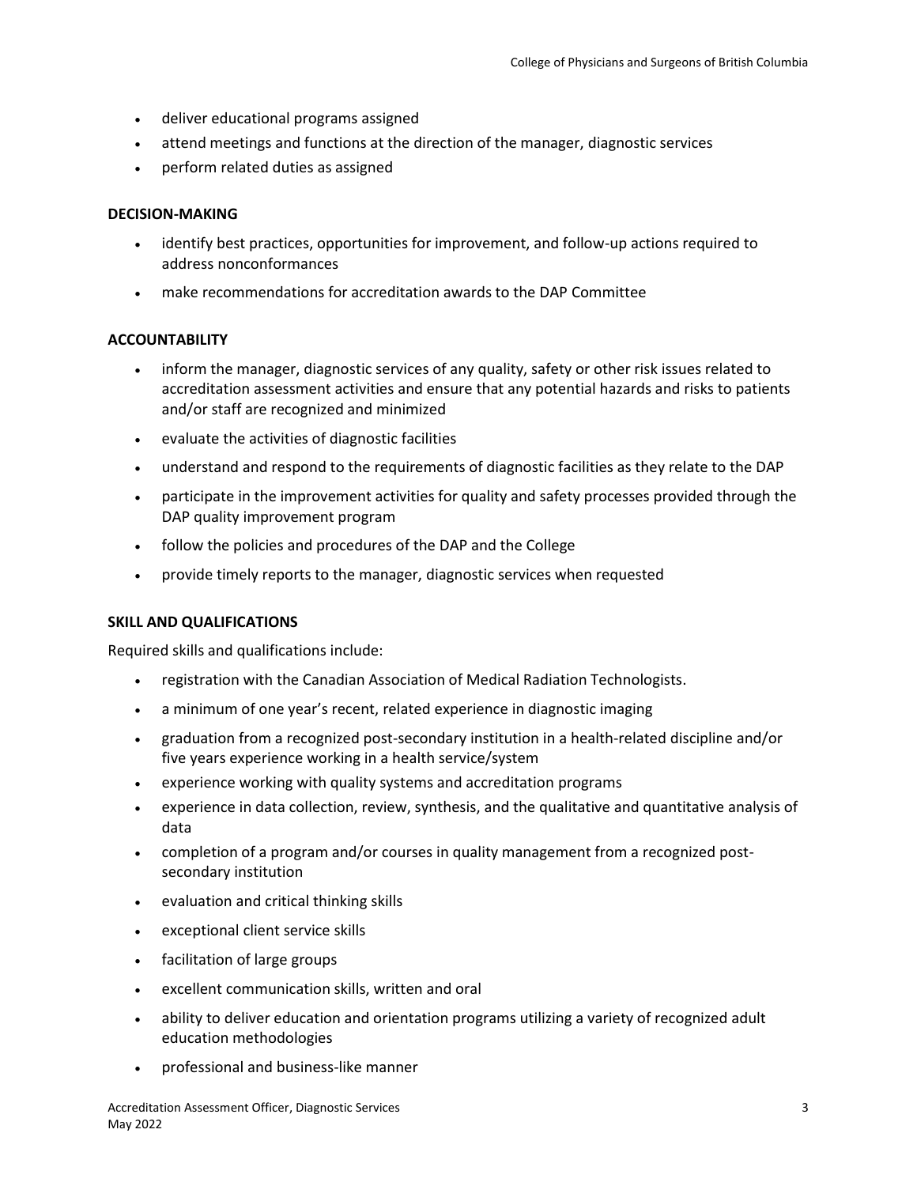- deliver educational programs assigned
- attend meetings and functions at the direction of the manager, diagnostic services
- perform related duties as assigned

**DECISION-MAKING**

- identify best practices, opportunities for improvement, and follow-up actions required to address nonconformances
- make recommendations for accreditation awards to the DAP Committee

**ACCOUNTABILITY**

- inform the manager, diagnostic services of any quality, safety or other risk issues related to accreditation assessment activities and ensure that any potential hazards and risks to patients and/or staff are recognized and minimized
- evaluate the activities of diagnostic facilities
- understand and respond to the requirements of diagnostic facilities as they relate to the DAP
- participate in the improvement activities for quality and safety processes provided through the DAP quality improvement program
- follow the policies and procedures of the DAP and the College
- provide timely reports to the manager, diagnostic services when requested

**SKILL AND QUALIFICATIONS**

Required skills and qualifications include:

- registration with the Canadian Association of Medical Radiation Technologists.
- a minimum of one year's recent, related experience in diagnostic imaging
- graduation from a recognized post-secondary institution in a health-related discipline and/or five years experience working in a health service/system
- experience working with quality systems and accreditation programs
- experience in data collection, review, synthesis, and the qualitative and quantitative analysis of data
- completion of a program and/or courses in quality management from a recognized post-secondary institution
- evaluation and critical thinking skills
- exceptional client service skills
- facilitation of large groups
- excellent communication skills, written and oral
- ability to deliver education and orientation programs utilizing a variety of recognized adult education methodologies
- professional and business-like manner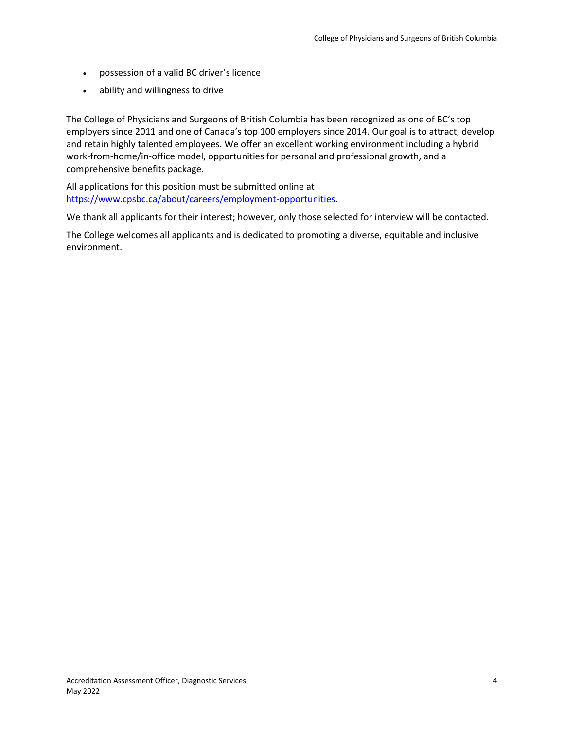- possession of a valid BC driver's licence
- ability and willingness to drive

The College of Physicians and Surgeons of British Columbia has been recognized as one of BC's top employers since 2011 and one of Canada's top 100 employers since 2014. Our goal is to attract, develop and retain highly talented employees. We offer an excellent working environment including a hybrid work-from-home/in-office model, opportunities for personal and professional growth, and a comprehensive benefits package.

All applications for this position must be submitted online at https://www.cpsbc.ca/about/careers/employment-opportunities.

We thank all applicants for their interest; however, only those selected for interview will be contacted.

The College welcomes all applicants and is dedicated to promoting a diverse, equitable and inclusive environment.